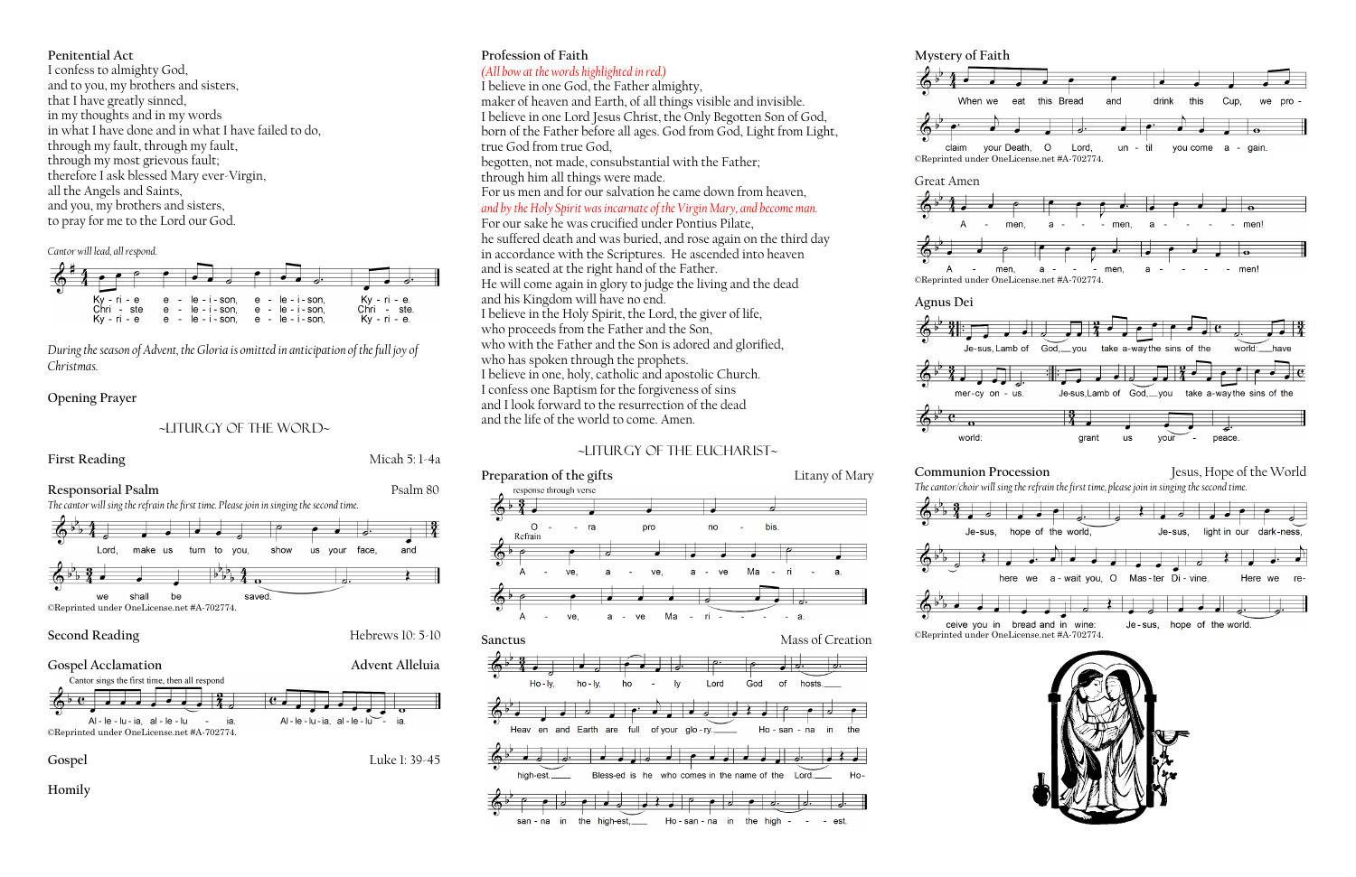## Penitential Act

I confess to almighty God,
and to you, my brothers and sisters,
that I have greatly sinned,
in my thoughts and in my words
in what I have done and in what I have failed to do,
through my fault, through my fault,
through my most grievous fault;
therefore I ask blessed Mary ever-Virgin,
all the Angels and Saints,
and you, my brothers and sisters,
to pray for me to the Lord our God.

*Cantor will lead, all respond.*

Ky - ri - e e - le - i - son, e - le - i - son, Ky - ri - e.
Chri - ste e - le - i - son, e - le - i - son, Chri - ste.
Ky - ri - e e - le - i - son, e - le - i - son, Ky - ri - e.

*During the season of Advent, the Gloria is omitted in anticipation of the full joy of Christmas.*

## Opening Prayer

## ~LITURGY OF THE WORD~

**First Reading** — Micah 5: 1-4a

**Responsorial Psalm** — Psalm 80

*The cantor will sing the refrain the first time. Please join in singing the second time.*

Lord, make us turn to you, show us your face, and we shall be saved.

©Reprinted under OneLicense.net #A-702774.

**Second Reading** — Hebrews 10: 5-10

**Gospel Acclamation** — Advent Alleluia

Cantor sings the first time, then all respond

Al - le - lu - ia, al - le - lu - ia. Al - le - lu - ia, al - le - lu - ia.

©Reprinted under OneLicense.net #A-702774.

**Gospel** — Luke 1: 39-45

**Homily**

## Profession of Faith

*(All bow at the words highlighted in red.)*

I believe in one God, the Father almighty,
maker of heaven and Earth, of all things visible and invisible.
I believe in one Lord Jesus Christ, the Only Begotten Son of God,
born of the Father before all ages. God from God, Light from Light,
true God from true God,
begotten, not made, consubstantial with the Father;
through him all things were made.
For us men and for our salvation he came down from heaven,
*and by the Holy Spirit was incarnate of the Virgin Mary, and became man.*
For our sake he was crucified under Pontius Pilate,
he suffered death and was buried, and rose again on the third day
in accordance with the Scriptures. He ascended into heaven
and is seated at the right hand of the Father.
He will come again in glory to judge the living and the dead
and his Kingdom will have no end.
I believe in the Holy Spirit, the Lord, the giver of life,
who proceeds from the Father and the Son,
who with the Father and the Son is adored and glorified,
who has spoken through the prophets.
I believe in one, holy, catholic and apostolic Church.
I confess one Baptism for the forgiveness of sins
and I look forward to the resurrection of the dead
and the life of the world to come. Amen.

## ~LITURGY OF THE EUCHARIST~

**Preparation of the gifts** — Litany of Mary

response through verse

O - ra pro no - bis.

Refrain

A - ve, a - ve, a - ve Ma - ri - a.
A - ve, a - ve Ma - ri - a.

**Sanctus** — Mass of Creation

Ho - ly, ho - ly, ho - ly Lord God of hosts.
Heav en and Earth are full of your glo - ry. Ho - san - na in the high-est.
Bless-ed is he who comes in the name of the Lord. Ho - san - na in the high-est,
Ho - san - na in the high - est.

## Mystery of Faith

When we eat this Bread and drink this Cup, we pro - claim your Death, O Lord, un - til you come a - gain.

©Reprinted under OneLicense.net #A-702774.

## Great Amen

A - men, a - men, a - men!
A - men, a - men, a - men!

©Reprinted under OneLicense.net #A-702774.

## Agnus Dei

Je-sus, Lamb of God, you take a-way the sins of the world: have mer-cy on us.
Je-sus, Lamb of God, you take a-way the sins of the world: grant us your peace.

**Communion Procession** — Jesus, Hope of the World

*The cantor/choir will sing the refrain the first time, please join in singing the second time.*

Je-sus, hope of the world, Je-sus, light in our dark-ness, here we a-wait you, O Mas-ter Di-vine. Here we re-ceive you in bread and in wine: Je-sus, hope of the world.

©Reprinted under OneLicense.net #A-702774.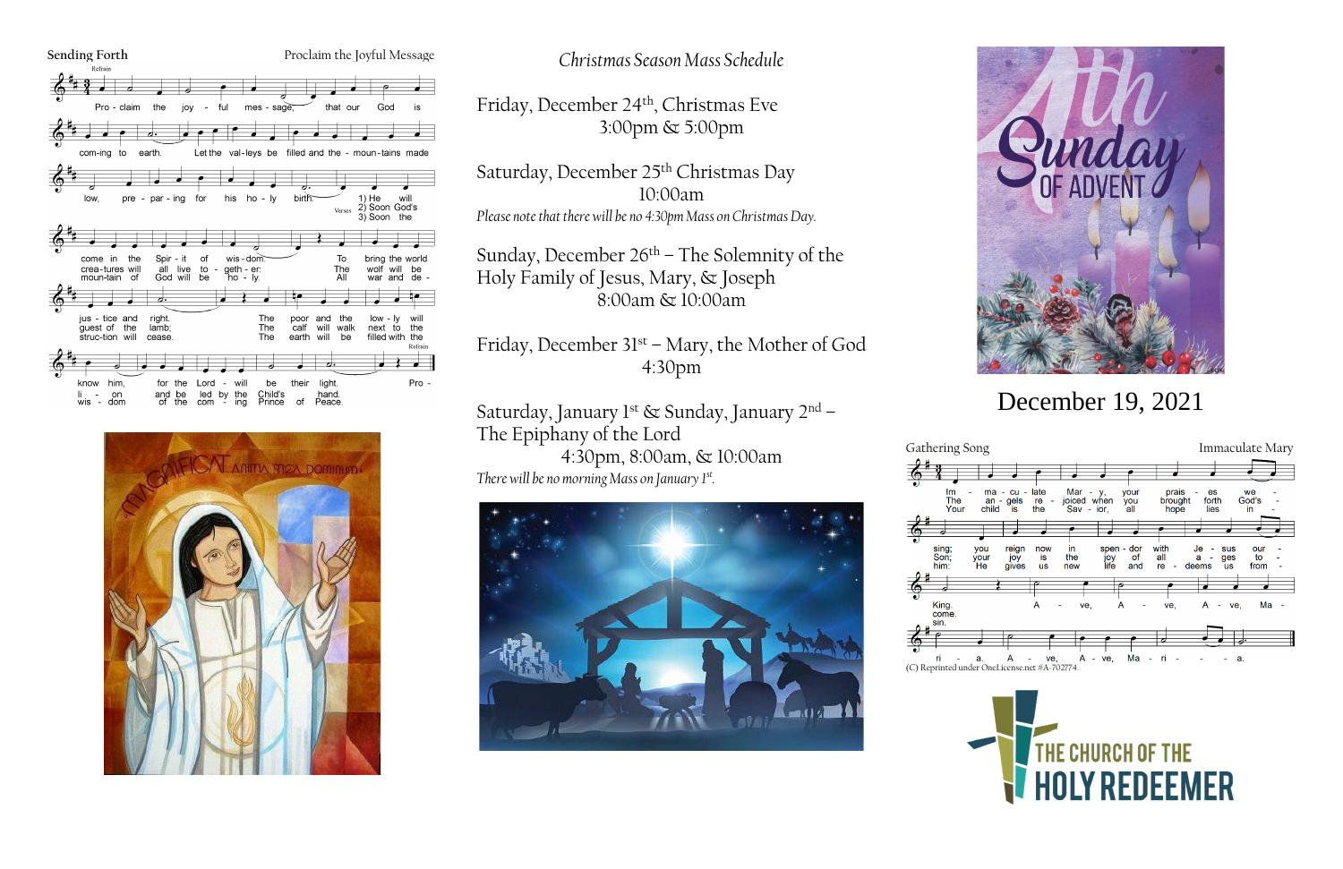**Sending Forth** Proclaim the Joyful Message

Refrain

Pro - claim the joy - ful mes - sage, that our God is com-ing to earth. Let the val-leys be filled and the moun-tains made low, pre - par - ing for his ho - ly birth.

Verses

1) He will come in the Spir - it of wis - dom. To bring the world jus - tice and right. The poor and the low - ly will know him, for the Lord will be their light.

2) Soon God's crea-tures will all live to - geth - er: The wolf will be guest of the lamb; The calf will walk next to the li - on and be led by the Child's hand.

3) Soon the moun-tain of God will be ho - ly. All war and de - struc-tion will cease. The earth will be filled with the wis - dom of the com - ing Prince of Peace.

Refrain

*Christmas Season Mass Schedule*

Friday, December 24th, Christmas Eve
3:00pm & 5:00pm

Saturday, December 25th Christmas Day
10:00am

*Please note that there will be no 4:30pm Mass on Christmas Day.*

Sunday, December 26th – The Solemnity of the Holy Family of Jesus, Mary, & Joseph
8:00am & 10:00am

Friday, December 31st – Mary, the Mother of God
4:30pm

Saturday, January 1st & Sunday, January 2nd – The Epiphany of the Lord
4:30pm, 8:00am, & 10:00am

*There will be no morning Mass on January 1st.*

4th Sunday of Advent

# December 19, 2021

**Gathering Song** Immaculate Mary

Im - ma - cu - late Mar - y, your prais - es we sing; you reign now in spen - dor with Je - sus our King. A - ve, A - ve, A - ve, Ma - ri - a. A - ve, A - ve, Ma - ri - a.

The an - gels re - joiced when you brought forth God's Son; your joy is the joy of all a - ges to come.

Your child is the Sav - ior, all hope lies in him: He gives us new life and re - deems us from sin.

(C) Reprinted under OneLicense.net #A-702774.

THE CHURCH OF THE HOLY REDEEMER